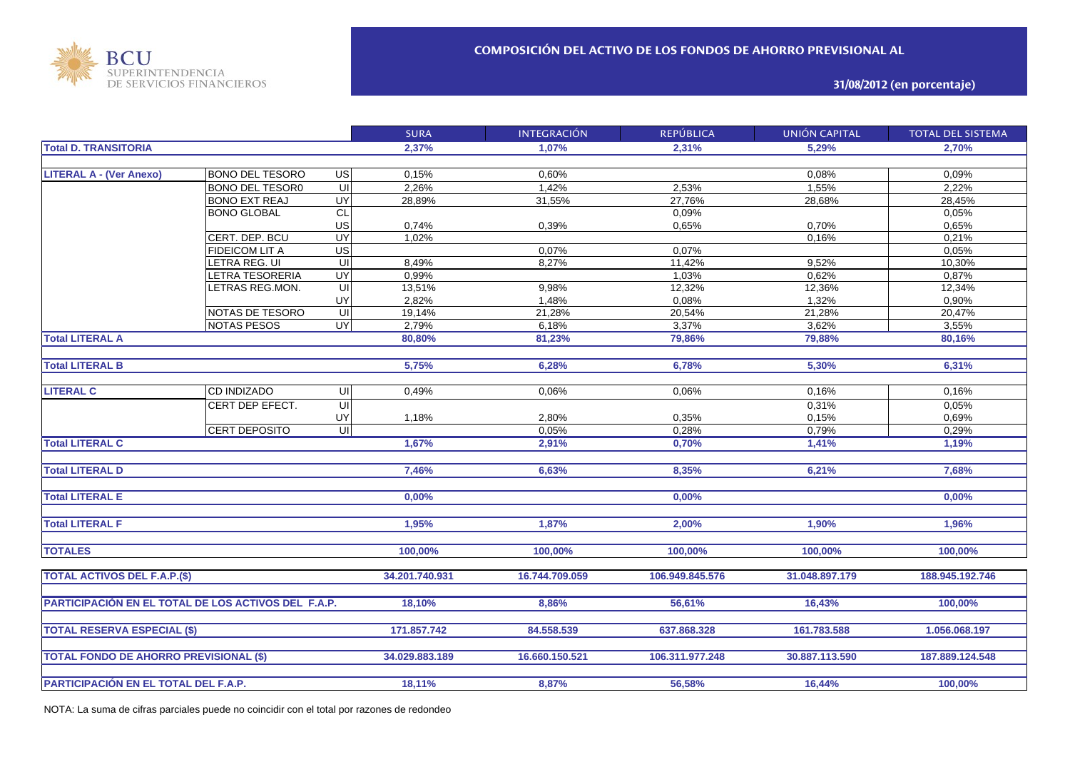BCU SUPERINTENDENCIA DE SERVICIOS FINANCIEROS

# COMPOSICIÓN DEL ACTIVO DE LOS FONDOS DE AHORRO PREVISIONAL AL

**31/08/2012 (en porcentaje)**

| | | | SURA | INTEGRACIÓN | REPÚBLICA | UNIÓN CAPITAL | TOTAL DEL SISTEMA |
|---|---|---|---|---|---|---|---|
| **Total D. TRANSITORIA** | | | **2,37%** | **1,07%** | **2,31%** | **5,29%** | **2,70%** |
| **LITERAL A - (Ver Anexo)** | BONO DEL TESORO | US | 0,15% | 0,60% | | 0,08% | 0,09% |
| | BONO DEL TESOR0 | UI | 2,26% | 1,42% | 2,53% | 1,55% | 2,22% |
| | BONO EXT REAJ | UY | 28,89% | 31,55% | 27,76% | 28,68% | 28,45% |
| | BONO GLOBAL | CL | | | 0,09% | | 0,05% |
| | | US | 0,74% | 0,39% | 0,65% | 0,70% | 0,65% |
| | CERT. DEP. BCU | UY | 1,02% | | | 0,16% | 0,21% |
| | FIDEICOM LIT A | US | | 0,07% | 0,07% | | 0,05% |
| | LETRA REG. UI | UI | 8,49% | 8,27% | 11,42% | 9,52% | 10,30% |
| | LETRA TESORERIA | UY | 0,99% | | 1,03% | 0,62% | 0,87% |
| | LETRAS REG.MON. | UI | 13,51% | 9,98% | 12,32% | 12,36% | 12,34% |
| | | UY | 2,82% | 1,48% | 0,08% | 1,32% | 0,90% |
| | NOTAS DE TESORO | UI | 19,14% | 21,28% | 20,54% | 21,28% | 20,47% |
| | NOTAS PESOS | UY | 2,79% | 6,18% | 3,37% | 3,62% | 3,55% |
| **Total LITERAL A** | | | **80,80%** | **81,23%** | **79,86%** | **79,88%** | **80,16%** |
| **Total LITERAL B** | | | **5,75%** | **6,28%** | **6,78%** | **5,30%** | **6,31%** |
| **LITERAL C** | CD INDIZADO | UI | 0,49% | 0,06% | 0,06% | 0,16% | 0,16% |
| | CERT DEP EFECT. | UI | | | | 0,31% | 0,05% |
| | | UY | 1,18% | 2,80% | 0,35% | 0,15% | 0,69% |
| | CERT DEPOSITO | UI | | 0,05% | 0,28% | 0,79% | 0,29% |
| **Total LITERAL C** | | | **1,67%** | **2,91%** | **0,70%** | **1,41%** | **1,19%** |
| **Total LITERAL D** | | | **7,46%** | **6,63%** | **8,35%** | **6,21%** | **7,68%** |
| **Total LITERAL E** | | | **0,00%** | | **0,00%** | | **0,00%** |
| **Total LITERAL F** | | | **1,95%** | **1,87%** | **2,00%** | **1,90%** | **1,96%** |
| **TOTALES** | | | **100,00%** | **100,00%** | **100,00%** | **100,00%** | **100,00%** |
| **TOTAL ACTIVOS DEL F.A.P.($)** | | | **34.201.740.931** | **16.744.709.059** | **106.949.845.576** | **31.048.897.179** | **188.945.192.746** |
| **PARTICIPACIÓN EN EL TOTAL DE LOS ACTIVOS DEL F.A.P.** | | | **18,10%** | **8,86%** | **56,61%** | **16,43%** | **100,00%** |
| **TOTAL RESERVA ESPECIAL ($)** | | | **171.857.742** | **84.558.539** | **637.868.328** | **161.783.588** | **1.056.068.197** |
| **TOTAL FONDO DE AHORRO PREVISIONAL ($)** | | | **34.029.883.189** | **16.660.150.521** | **106.311.977.248** | **30.887.113.590** | **187.889.124.548** |
| **PARTICIPACIÓN EN EL TOTAL DEL F.A.P.** | | | **18,11%** | **8,87%** | **56,58%** | **16,44%** | **100,00%** |

NOTA: La suma de cifras parciales puede no coincidir con el total por razones de redondeo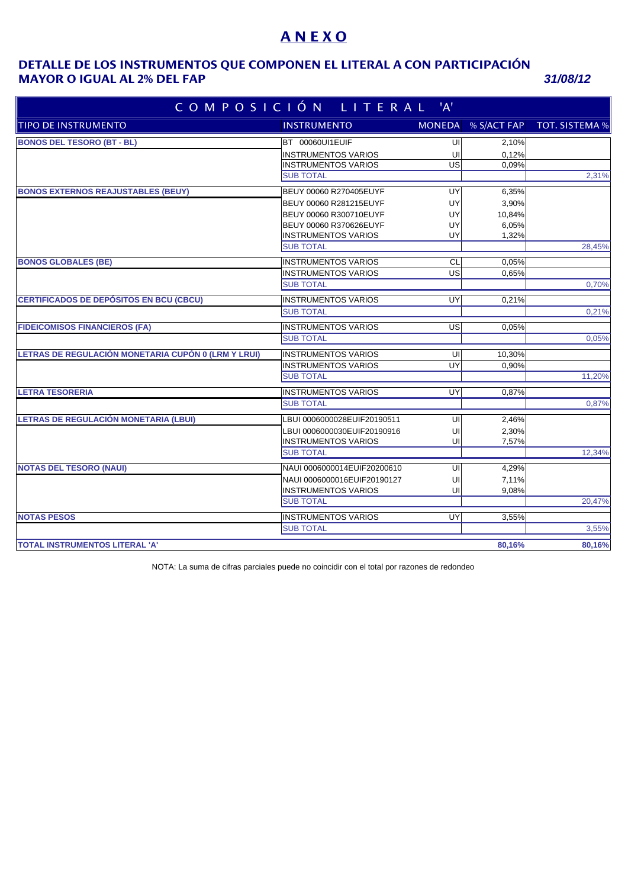# ANEXO

## DETALLE DE LOS INSTRUMENTOS QUE COMPONEN EL LITERAL A CON PARTICIPACIÓN MAYOR O IGUAL AL 2% DEL FAP

*31/08/12*

| COMPOSICIÓN LITERAL 'A' | | | | |
|---|---|---|---|---|
| TIPO DE INSTRUMENTO | INSTRUMENTO | MONEDA | % S/ACT FAP | TOT. SISTEMA % |
| **BONOS DEL TESORO (BT - BL)** | BT 00060UI1EUIF | UI | 2,10% | |
| | INSTRUMENTOS VARIOS | UI | 0,12% | |
| | INSTRUMENTOS VARIOS | US | 0,09% | |
| | SUB TOTAL | | | 2,31% |
| **BONOS EXTERNOS REAJUSTABLES (BEUY)** | BEUY 00060 R270405EUYF | UY | 6,35% | |
| | BEUY 00060 R281215EUYF | UY | 3,90% | |
| | BEUY 00060 R300710EUYF | UY | 10,84% | |
| | BEUY 00060 R370626EUYF | UY | 6,05% | |
| | INSTRUMENTOS VARIOS | UY | 1,32% | |
| | SUB TOTAL | | | 28,45% |
| **BONOS GLOBALES (BE)** | INSTRUMENTOS VARIOS | CL | 0,05% | |
| | INSTRUMENTOS VARIOS | US | 0,65% | |
| | SUB TOTAL | | | 0,70% |
| **CERTIFICADOS DE DEPÓSITOS EN BCU (CBCU)** | INSTRUMENTOS VARIOS | UY | 0,21% | |
| | SUB TOTAL | | | 0,21% |
| **FIDEICOMISOS FINANCIEROS (FA)** | INSTRUMENTOS VARIOS | US | 0,05% | |
| | SUB TOTAL | | | 0,05% |
| **LETRAS DE REGULACIÓN MONETARIA CUPÓN 0 (LRM Y LRUI)** | INSTRUMENTOS VARIOS | UI | 10,30% | |
| | INSTRUMENTOS VARIOS | UY | 0,90% | |
| | SUB TOTAL | | | 11,20% |
| **LETRA TESORERIA** | INSTRUMENTOS VARIOS | UY | 0,87% | |
| | SUB TOTAL | | | 0,87% |
| **LETRAS DE REGULACIÓN MONETARIA (LBUI)** | LBUI 0006000028EUIF20190511 | UI | 2,46% | |
| | LBUI 0006000030EUIF20190916 | UI | 2,30% | |
| | INSTRUMENTOS VARIOS | UI | 7,57% | |
| | SUB TOTAL | | | 12,34% |
| **NOTAS DEL TESORO (NAUI)** | NAUI 0006000014EUIF20200610 | UI | 4,29% | |
| | NAUI 0006000016EUIF20190127 | UI | 7,11% | |
| | INSTRUMENTOS VARIOS | UI | 9,08% | |
| | SUB TOTAL | | | 20,47% |
| **NOTAS PESOS** | INSTRUMENTOS VARIOS | UY | 3,55% | |
| | SUB TOTAL | | | 3,55% |
| **TOTAL INSTRUMENTOS LITERAL 'A'** | | | **80,16%** | **80,16%** |

NOTA: La suma de cifras parciales puede no coincidir con el total por razones de redondeo